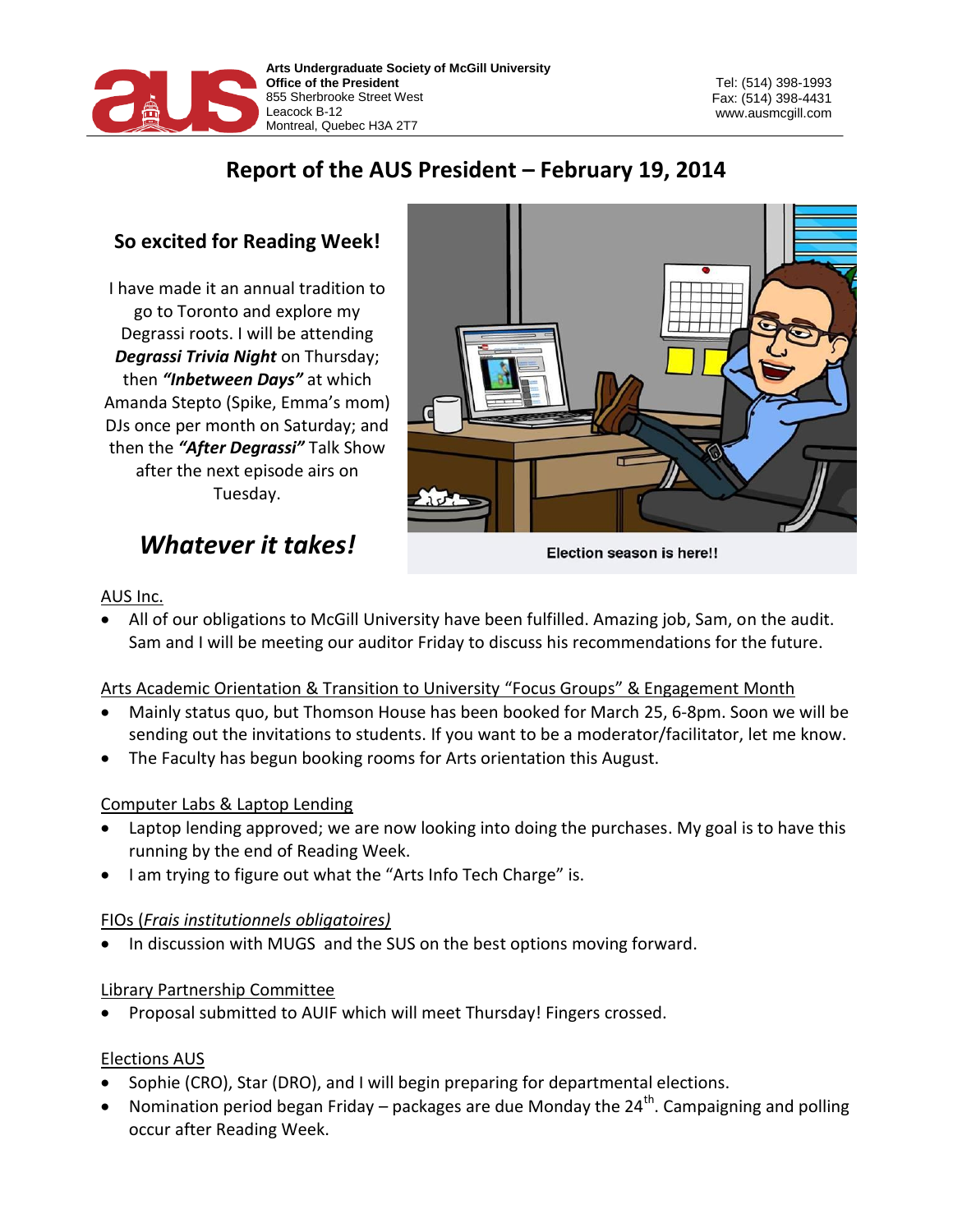**Arts Undergraduate Society of McGill University**
**Office of the President**
855 Sherbrooke Street West
Leacock B-12
Montreal, Quebec H3A 2T7

Tel: (514) 398-1993
Fax: (514) 398-4431
www.ausmcgill.com

# Report of the AUS President – February 19, 2014

## So excited for Reading Week!

I have made it an annual tradition to go to Toronto and explore my Degrassi roots. I will be attending ***Degrassi Trivia Night*** on Thursday; then ***"Inbetween Days"*** at which Amanda Stepto (Spike, Emma's mom) DJs once per month on Saturday; and then the ***"After Degrassi"*** Talk Show after the next episode airs on Tuesday.

## *Whatever it takes!*

Election season is here!!

AUS Inc.

- All of our obligations to McGill University have been fulfilled. Amazing job, Sam, on the audit. Sam and I will be meeting our auditor Friday to discuss his recommendations for the future.

Arts Academic Orientation & Transition to University "Focus Groups" & Engagement Month

- Mainly status quo, but Thomson House has been booked for March 25, 6-8pm. Soon we will be sending out the invitations to students. If you want to be a moderator/facilitator, let me know.
- The Faculty has begun booking rooms for Arts orientation this August.

Computer Labs & Laptop Lending

- Laptop lending approved; we are now looking into doing the purchases. My goal is to have this running by the end of Reading Week.
- I am trying to figure out what the "Arts Info Tech Charge" is.

FIOs (*Frais institutionnels obligatoires)*

- In discussion with MUGS and the SUS on the best options moving forward.

Library Partnership Committee

- Proposal submitted to AUIF which will meet Thursday! Fingers crossed.

Elections AUS

- Sophie (CRO), Star (DRO), and I will begin preparing for departmental elections.
- Nomination period began Friday – packages are due Monday the 24th. Campaigning and polling occur after Reading Week.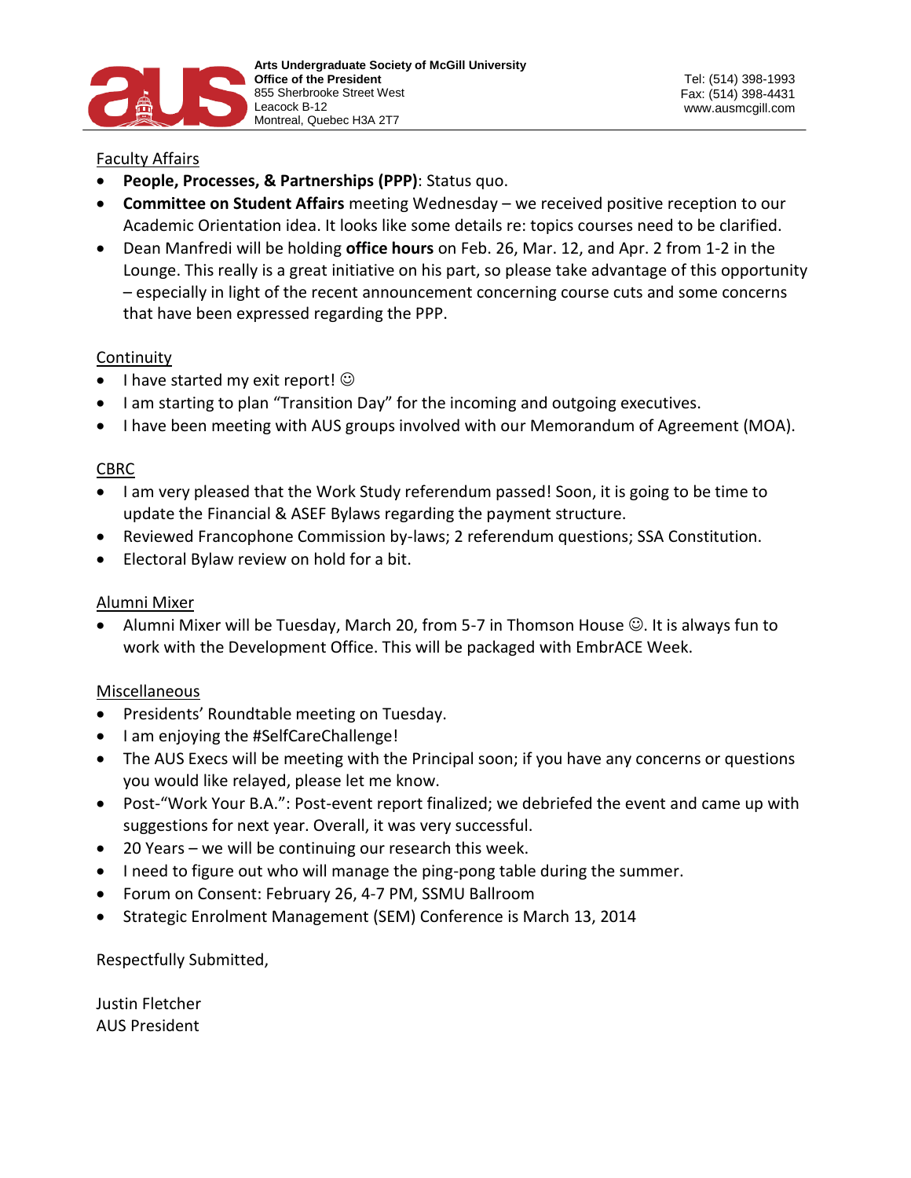Arts Undergraduate Society of McGill University
**Office of the President**
855 Sherbrooke Street West
Leacock B-12
Montreal, Quebec H3A 2T7

Tel: (514) 398-1993
Fax: (514) 398-4431
www.ausmcgill.com

## Faculty Affairs

- **People, Processes, & Partnerships (PPP)**: Status quo.
- **Committee on Student Affairs** meeting Wednesday – we received positive reception to our Academic Orientation idea. It looks like some details re: topics courses need to be clarified.
- Dean Manfredi will be holding **office hours** on Feb. 26, Mar. 12, and Apr. 2 from 1-2 in the Lounge. This really is a great initiative on his part, so please take advantage of this opportunity – especially in light of the recent announcement concerning course cuts and some concerns that have been expressed regarding the PPP.

## Continuity

- I have started my exit report! ☺
- I am starting to plan "Transition Day" for the incoming and outgoing executives.
- I have been meeting with AUS groups involved with our Memorandum of Agreement (MOA).

## CBRC

- I am very pleased that the Work Study referendum passed! Soon, it is going to be time to update the Financial & ASEF Bylaws regarding the payment structure.
- Reviewed Francophone Commission by-laws; 2 referendum questions; SSA Constitution.
- Electoral Bylaw review on hold for a bit.

## Alumni Mixer

- Alumni Mixer will be Tuesday, March 20, from 5-7 in Thomson House ☺. It is always fun to work with the Development Office. This will be packaged with EmbrACE Week.

## Miscellaneous

- Presidents' Roundtable meeting on Tuesday.
- I am enjoying the #SelfCareChallenge!
- The AUS Execs will be meeting with the Principal soon; if you have any concerns or questions you would like relayed, please let me know.
- Post-"Work Your B.A.": Post-event report finalized; we debriefed the event and came up with suggestions for next year. Overall, it was very successful.
- 20 Years – we will be continuing our research this week.
- I need to figure out who will manage the ping-pong table during the summer.
- Forum on Consent: February 26, 4-7 PM, SSMU Ballroom
- Strategic Enrolment Management (SEM) Conference is March 13, 2014

Respectfully Submitted,

Justin Fletcher
AUS President